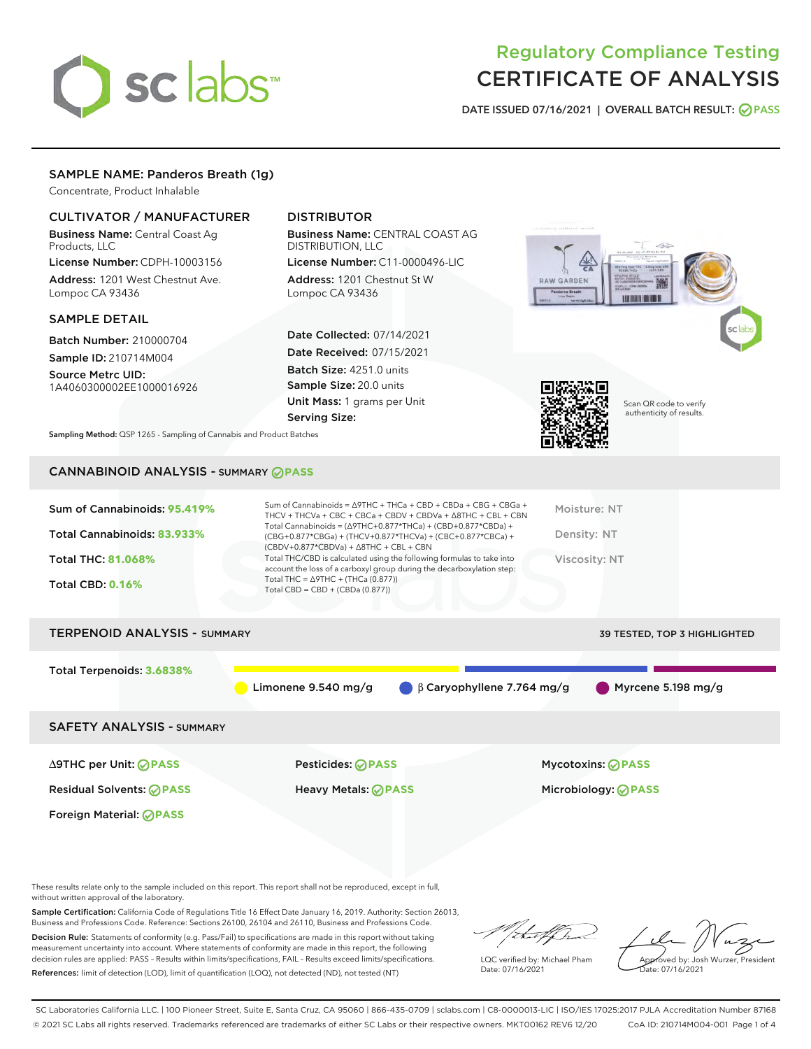# Regulatory Compliance Testing
# CERTIFICATE OF ANALYSIS

DATE ISSUED 07/16/2021 | OVERALL BATCH RESULT: PASS

## SAMPLE NAME: Panderos Breath (1g)

Concentrate, Product Inhalable

### CULTIVATOR / MANUFACTURER

**Business Name:** Central Coast Ag Products, LLC

**License Number:** CDPH-10003156

**Address:** 1201 West Chestnut Ave. Lompoc CA 93436

### DISTRIBUTOR

**Business Name:** CENTRAL COAST AG DISTRIBUTION, LLC

**License Number:** C11-0000496-LIC

**Address:** 1201 Chestnut St W Lompoc CA 93436

### SAMPLE DETAIL

**Batch Number:** 210000704

**Sample ID:** 210714M004

**Source Metrc UID:** 1A4060300002EE1000016926

**Date Collected:** 07/14/2021

**Date Received:** 07/15/2021

**Batch Size:** 4251.0 units

**Sample Size:** 20.0 units

**Unit Mass:** 1 grams per Unit

**Serving Size:**

Scan QR code to verify authenticity of results.

**Sampling Method:** QSP 1265 - Sampling of Cannabis and Product Batches

## CANNABINOID ANALYSIS - SUMMARY PASS

**Sum of Cannabinoids:** 95.419%

**Total Cannabinoids:** 83.933%

**Total THC:** 81.068%

**Total CBD:** 0.16%

Sum of Cannabinoids = Δ9THC + THCa + CBD + CBDa + CBG + CBGa + THCV + THCVa + CBC + CBCa + CBDV + CBDVa + Δ8THC + CBL + CBN

Total Cannabinoids = (Δ9THC+0.877*THCa) + (CBD+0.877*CBDa) + (CBG+0.877*CBGa) + (THCV+0.877*THCVa) + (CBC+0.877*CBCa) + (CBDV+0.877*CBDVa) + Δ8THC + CBL + CBN

Total THC/CBD is calculated using the following formulas to take into account the loss of a carboxyl group during the decarboxylation step:

Total THC = Δ9THC + (THCa (0.877))

Total CBD = CBD + (CBDa (0.877))

Moisture: NT

Density: NT

Viscosity: NT

## TERPENOID ANALYSIS - SUMMARY

39 TESTED, TOP 3 HIGHLIGHTED

**Total Terpenoids:** 3.6838%

Limonene 9.540 mg/g | β Caryophyllene 7.764 mg/g | Myrcene 5.198 mg/g

## SAFETY ANALYSIS - SUMMARY

| | | |
|---|---|---|
| Δ9THC per Unit: PASS | Pesticides: PASS | Mycotoxins: PASS |
| Residual Solvents: PASS | Heavy Metals: PASS | Microbiology: PASS |
| Foreign Material: PASS | | |

These results relate only to the sample included on this report. This report shall not be reproduced, except in full, without written approval of the laboratory.

**Sample Certification:** California Code of Regulations Title 16 Effect Date January 16, 2019. Authority: Section 26013, Business and Professions Code. Reference: Sections 26100, 26104 and 26110, Business and Professions Code.

**Decision Rule:** Statements of conformity (e.g. Pass/Fail) to specifications are made in this report without taking measurement uncertainty into account. Where statements of conformity are made in this report, the following decision rules are applied: PASS – Results within limits/specifications, FAIL – Results exceed limits/specifications.

**References:** limit of detection (LOD), limit of quantification (LOQ), not detected (ND), not tested (NT)

LQC verified by: Michael Pham
Date: 07/16/2021

Approved by: Josh Wurzer, President
Date: 07/16/2021

SC Laboratories California LLC. | 100 Pioneer Street, Suite E, Santa Cruz, CA 95060 | 866-435-0709 | sclabs.com | C8-0000013-LIC | ISO/IES 17025:2017 PJLA Accreditation Number 87168
© 2021 SC Labs all rights reserved. Trademarks referenced are trademarks of either SC Labs or their respective owners. MKT00162 REV6 12/20 CoA ID: 210714M004-001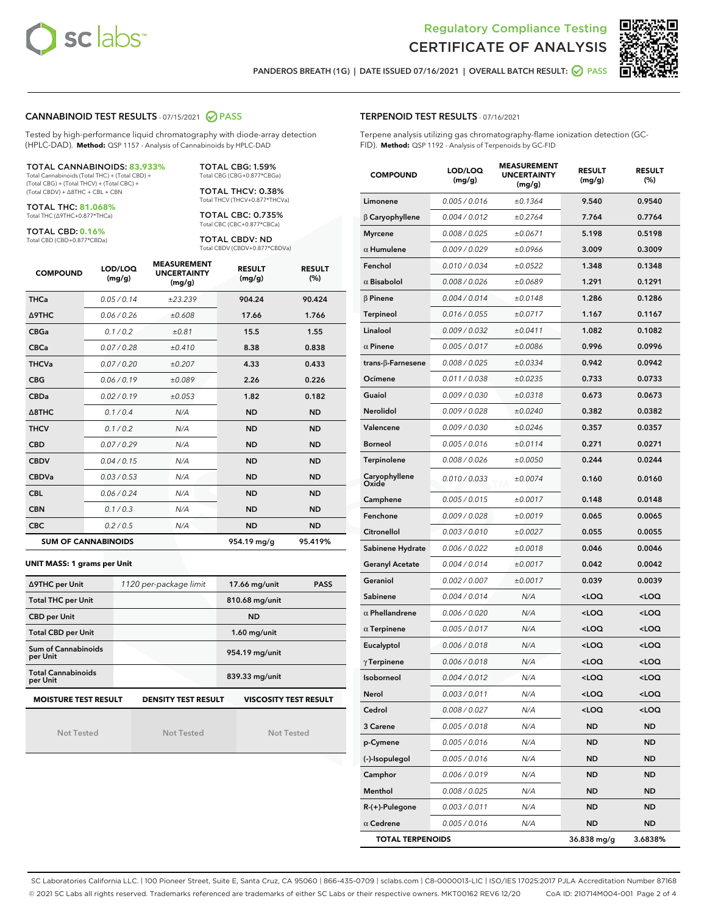# Regulatory Compliance Testing
# CERTIFICATE OF ANALYSIS

PANDEROS BREATH (1G) | DATE ISSUED 07/16/2021 | OVERALL BATCH RESULT: PASS

## CANNABINOID TEST RESULTS - 07/15/2021 PASS

Tested by high-performance liquid chromatography with diode-array detection (HPLC-DAD). **Method:** QSP 1157 - Analysis of Cannabinoids by HPLC-DAD

**TOTAL CANNABINOIDS: 83.933%**
Total Cannabinoids (Total THC) + (Total CBD) + (Total CBG) + (Total THCV) + (Total CBC) + (Total CBDV) + Δ8THC + CBL + CBN

**TOTAL THC: 81.068%**
Total THC (Δ9THC+0.877*THCa)

**TOTAL CBD: 0.16%**
Total CBD (CBD+0.877*CBDa)

**TOTAL CBG: 1.59%**
Total CBG (CBG+0.877*CBGa)

**TOTAL THCV: 0.38%**
Total THCV (THCV+0.877*THCVa)

**TOTAL CBC: 0.735%**
Total CBC (CBC+0.877*CBCa)

**TOTAL CBDV: ND**
Total CBDV (CBDV+0.877*CBDVa)

| COMPOUND | LOD/LOQ (mg/g) | MEASUREMENT UNCERTAINTY (mg/g) | RESULT (mg/g) | RESULT (%) |
|---|---|---|---|---|
| THCa | 0.05 / 0.14 | ±23.239 | 904.24 | 90.424 |
| Δ9THC | 0.06 / 0.26 | ±0.608 | 17.66 | 1.766 |
| CBGa | 0.1 / 0.2 | ±0.81 | 15.5 | 1.55 |
| CBCa | 0.07 / 0.28 | ±0.410 | 8.38 | 0.838 |
| THCVa | 0.07 / 0.20 | ±0.207 | 4.33 | 0.433 |
| CBG | 0.06 / 0.19 | ±0.089 | 2.26 | 0.226 |
| CBDa | 0.02 / 0.19 | ±0.053 | 1.82 | 0.182 |
| Δ8THC | 0.1 / 0.4 | N/A | ND | ND |
| THCV | 0.1 / 0.2 | N/A | ND | ND |
| CBD | 0.07 / 0.29 | N/A | ND | ND |
| CBDV | 0.04 / 0.15 | N/A | ND | ND |
| CBDVa | 0.03 / 0.53 | N/A | ND | ND |
| CBL | 0.06 / 0.24 | N/A | ND | ND |
| CBN | 0.1 / 0.3 | N/A | ND | ND |
| CBC | 0.2 / 0.5 | N/A | ND | ND |
| **SUM OF CANNABINOIDS** | | | 954.19 mg/g | 95.419% |

### UNIT MASS: 1 grams per Unit

| | | | |
|---|---|---|---|
| Δ9THC per Unit | 1120 per-package limit | 17.66 mg/unit | PASS |
| Total THC per Unit | | 810.68 mg/unit | |
| CBD per Unit | | ND | |
| Total CBD per Unit | | 1.60 mg/unit | |
| Sum of Cannabinoids per Unit | | 954.19 mg/unit | |
| Total Cannabinoids per Unit | | 839.33 mg/unit | |

| MOISTURE TEST RESULT | DENSITY TEST RESULT | VISCOSITY TEST RESULT |
|---|---|---|
| Not Tested | Not Tested | Not Tested |

## TERPENOID TEST RESULTS - 07/16/2021

Terpene analysis utilizing gas chromatography-flame ionization detection (GC-FID). **Method:** QSP 1192 - Analysis of Terpenoids by GC-FID

| COMPOUND | LOD/LOQ (mg/g) | MEASUREMENT UNCERTAINTY (mg/g) | RESULT (mg/g) | RESULT (%) |
|---|---|---|---|---|
| Limonene | 0.005 / 0.016 | ±0.1364 | 9.540 | 0.9540 |
| β Caryophyllene | 0.004 / 0.012 | ±0.2764 | 7.764 | 0.7764 |
| Myrcene | 0.008 / 0.025 | ±0.0671 | 5.198 | 0.5198 |
| α Humulene | 0.009 / 0.029 | ±0.0966 | 3.009 | 0.3009 |
| Fenchol | 0.010 / 0.034 | ±0.0522 | 1.348 | 0.1348 |
| α Bisabolol | 0.008 / 0.026 | ±0.0689 | 1.291 | 0.1291 |
| β Pinene | 0.004 / 0.014 | ±0.0148 | 1.286 | 0.1286 |
| Terpineol | 0.016 / 0.055 | ±0.0717 | 1.167 | 0.1167 |
| Linalool | 0.009 / 0.032 | ±0.0411 | 1.082 | 0.1082 |
| α Pinene | 0.005 / 0.017 | ±0.0086 | 0.996 | 0.0996 |
| trans-β-Farnesene | 0.008 / 0.025 | ±0.0334 | 0.942 | 0.0942 |
| Ocimene | 0.011 / 0.038 | ±0.0235 | 0.733 | 0.0733 |
| Guaiol | 0.009 / 0.030 | ±0.0318 | 0.673 | 0.0673 |
| Nerolidol | 0.009 / 0.028 | ±0.0240 | 0.382 | 0.0382 |
| Valencene | 0.009 / 0.030 | ±0.0246 | 0.357 | 0.0357 |
| Borneol | 0.005 / 0.016 | ±0.0114 | 0.271 | 0.0271 |
| Terpinolene | 0.008 / 0.026 | ±0.0050 | 0.244 | 0.0244 |
| Caryophyllene Oxide | 0.010 / 0.033 | ±0.0074 | 0.160 | 0.0160 |
| Camphene | 0.005 / 0.015 | ±0.0017 | 0.148 | 0.0148 |
| Fenchone | 0.009 / 0.028 | ±0.0019 | 0.065 | 0.0065 |
| Citronellol | 0.003 / 0.010 | ±0.0027 | 0.055 | 0.0055 |
| Sabinene Hydrate | 0.006 / 0.022 | ±0.0018 | 0.046 | 0.0046 |
| Geranyl Acetate | 0.004 / 0.014 | ±0.0017 | 0.042 | 0.0042 |
| Geraniol | 0.002 / 0.007 | ±0.0017 | 0.039 | 0.0039 |
| Sabinene | 0.004 / 0.014 | N/A | <LOQ | <LOQ |
| α Phellandrene | 0.006 / 0.020 | N/A | <LOQ | <LOQ |
| α Terpinene | 0.005 / 0.017 | N/A | <LOQ | <LOQ |
| Eucalyptol | 0.006 / 0.018 | N/A | <LOQ | <LOQ |
| γ Terpinene | 0.006 / 0.018 | N/A | <LOQ | <LOQ |
| Isoborneol | 0.004 / 0.012 | N/A | <LOQ | <LOQ |
| Nerol | 0.003 / 0.011 | N/A | <LOQ | <LOQ |
| Cedrol | 0.008 / 0.027 | N/A | <LOQ | <LOQ |
| 3 Carene | 0.005 / 0.018 | N/A | ND | ND |
| p-Cymene | 0.005 / 0.016 | N/A | ND | ND |
| (-)-Isopulegol | 0.005 / 0.016 | N/A | ND | ND |
| Camphor | 0.006 / 0.019 | N/A | ND | ND |
| Menthol | 0.008 / 0.025 | N/A | ND | ND |
| R-(+)-Pulegone | 0.003 / 0.011 | N/A | ND | ND |
| α Cedrene | 0.005 / 0.016 | N/A | ND | ND |
| **TOTAL TERPENOIDS** | | | 36.838 mg/g | 3.6838% |

SC Laboratories California LLC. | 100 Pioneer Street, Suite E, Santa Cruz, CA 95060 | 866-435-0709 | sclabs.com | C8-0000013-LIC | ISO/IES 17025:2017 PJLA Accreditation Number 87168
© 2021 SC Labs all rights reserved. Trademarks referenced are trademarks of either SC Labs or their respective owners. MKT00162 REV6 12/20 CoA ID: 210714M004-001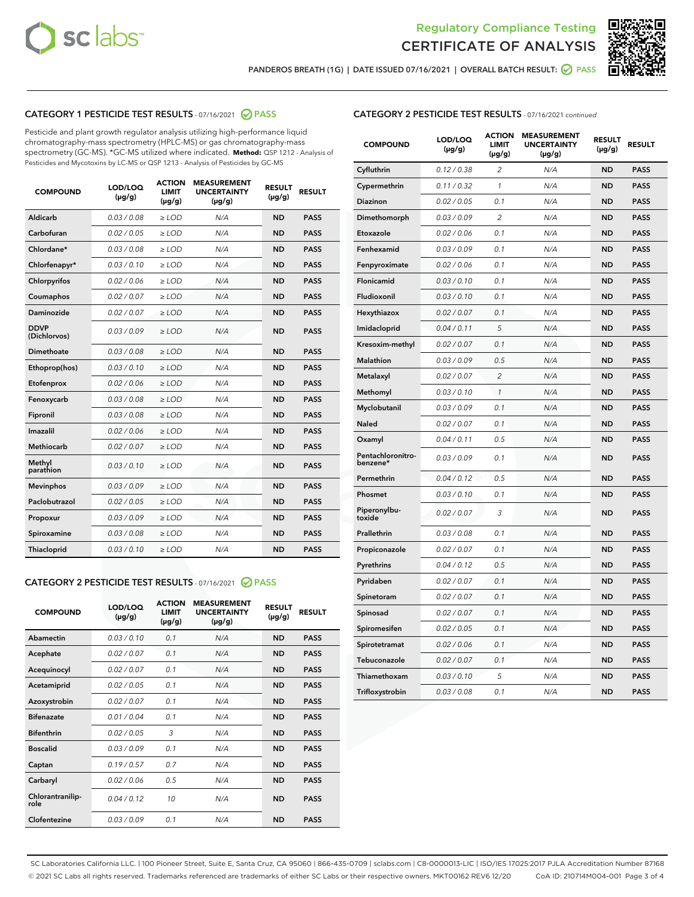Regulatory Compliance Testing

CERTIFICATE OF ANALYSIS

PANDEROS BREATH (1G) | DATE ISSUED 07/16/2021 | OVERALL BATCH RESULT: PASS

## CATEGORY 1 PESTICIDE TEST RESULTS - 07/16/2021 PASS

Pesticide and plant growth regulator analysis utilizing high-performance liquid chromatography-mass spectrometry (HPLC-MS) or gas chromatography-mass spectrometry (GC-MS). *GC-MS utilized where indicated. **Method:** QSP 1212 - Analysis of Pesticides and Mycotoxins by LC-MS or QSP 1213 - Analysis of Pesticides by GC-MS

| COMPOUND | LOD/LOQ (µg/g) | ACTION LIMIT (µg/g) | MEASUREMENT UNCERTAINTY (µg/g) | RESULT (µg/g) | RESULT |
|---|---|---|---|---|---|
| Aldicarb | 0.03 / 0.08 | ≥ LOD | N/A | ND | PASS |
| Carbofuran | 0.02 / 0.05 | ≥ LOD | N/A | ND | PASS |
| Chlordane* | 0.03 / 0.08 | ≥ LOD | N/A | ND | PASS |
| Chlorfenapyr* | 0.03 / 0.10 | ≥ LOD | N/A | ND | PASS |
| Chlorpyrifos | 0.02 / 0.06 | ≥ LOD | N/A | ND | PASS |
| Coumaphos | 0.02 / 0.07 | ≥ LOD | N/A | ND | PASS |
| Daminozide | 0.02 / 0.07 | ≥ LOD | N/A | ND | PASS |
| DDVP (Dichlorvos) | 0.03 / 0.09 | ≥ LOD | N/A | ND | PASS |
| Dimethoate | 0.03 / 0.08 | ≥ LOD | N/A | ND | PASS |
| Ethoprop(hos) | 0.03 / 0.10 | ≥ LOD | N/A | ND | PASS |
| Etofenprox | 0.02 / 0.06 | ≥ LOD | N/A | ND | PASS |
| Fenoxycarb | 0.03 / 0.08 | ≥ LOD | N/A | ND | PASS |
| Fipronil | 0.03 / 0.08 | ≥ LOD | N/A | ND | PASS |
| Imazalil | 0.02 / 0.06 | ≥ LOD | N/A | ND | PASS |
| Methiocarb | 0.02 / 0.07 | ≥ LOD | N/A | ND | PASS |
| Methyl parathion | 0.03 / 0.10 | ≥ LOD | N/A | ND | PASS |
| Mevinphos | 0.03 / 0.09 | ≥ LOD | N/A | ND | PASS |
| Paclobutrazol | 0.02 / 0.05 | ≥ LOD | N/A | ND | PASS |
| Propoxur | 0.03 / 0.09 | ≥ LOD | N/A | ND | PASS |
| Spiroxamine | 0.03 / 0.08 | ≥ LOD | N/A | ND | PASS |
| Thiacloprid | 0.03 / 0.10 | ≥ LOD | N/A | ND | PASS |

## CATEGORY 2 PESTICIDE TEST RESULTS - 07/16/2021 PASS

| COMPOUND | LOD/LOQ (µg/g) | ACTION LIMIT (µg/g) | MEASUREMENT UNCERTAINTY (µg/g) | RESULT (µg/g) | RESULT |
|---|---|---|---|---|---|
| Abamectin | 0.03 / 0.10 | 0.1 | N/A | ND | PASS |
| Acephate | 0.02 / 0.07 | 0.1 | N/A | ND | PASS |
| Acequinocyl | 0.02 / 0.07 | 0.1 | N/A | ND | PASS |
| Acetamiprid | 0.02 / 0.05 | 0.1 | N/A | ND | PASS |
| Azoxystrobin | 0.02 / 0.07 | 0.1 | N/A | ND | PASS |
| Bifenazate | 0.01 / 0.04 | 0.1 | N/A | ND | PASS |
| Bifenthrin | 0.02 / 0.05 | 3 | N/A | ND | PASS |
| Boscalid | 0.03 / 0.09 | 0.1 | N/A | ND | PASS |
| Captan | 0.19 / 0.57 | 0.7 | N/A | ND | PASS |
| Carbaryl | 0.02 / 0.06 | 0.5 | N/A | ND | PASS |
| Chlorantraniliprole | 0.04 / 0.12 | 10 | N/A | ND | PASS |
| Clofentezine | 0.03 / 0.09 | 0.1 | N/A | ND | PASS |
| Cyfluthrin | 0.12 / 0.38 | 2 | N/A | ND | PASS |
| Cypermethrin | 0.11 / 0.32 | 1 | N/A | ND | PASS |
| Diazinon | 0.02 / 0.05 | 0.1 | N/A | ND | PASS |
| Dimethomorph | 0.03 / 0.09 | 2 | N/A | ND | PASS |
| Etoxazole | 0.02 / 0.06 | 0.1 | N/A | ND | PASS |
| Fenhexamid | 0.03 / 0.09 | 0.1 | N/A | ND | PASS |
| Fenpyroximate | 0.02 / 0.06 | 0.1 | N/A | ND | PASS |
| Flonicamid | 0.03 / 0.10 | 0.1 | N/A | ND | PASS |
| Fludioxonil | 0.03 / 0.10 | 0.1 | N/A | ND | PASS |
| Hexythiazox | 0.02 / 0.07 | 0.1 | N/A | ND | PASS |
| Imidacloprid | 0.04 / 0.11 | 5 | N/A | ND | PASS |
| Kresoxim-methyl | 0.02 / 0.07 | 0.1 | N/A | ND | PASS |
| Malathion | 0.03 / 0.09 | 0.5 | N/A | ND | PASS |
| Metalaxyl | 0.02 / 0.07 | 2 | N/A | ND | PASS |
| Methomyl | 0.03 / 0.10 | 1 | N/A | ND | PASS |
| Myclobutanil | 0.03 / 0.09 | 0.1 | N/A | ND | PASS |
| Naled | 0.02 / 0.07 | 0.1 | N/A | ND | PASS |
| Oxamyl | 0.04 / 0.11 | 0.5 | N/A | ND | PASS |
| Pentachloronitrobenzene* | 0.03 / 0.09 | 0.1 | N/A | ND | PASS |
| Permethrin | 0.04 / 0.12 | 0.5 | N/A | ND | PASS |
| Phosmet | 0.03 / 0.10 | 0.1 | N/A | ND | PASS |
| Piperonylbutoxide | 0.02 / 0.07 | 3 | N/A | ND | PASS |
| Prallethrin | 0.03 / 0.08 | 0.1 | N/A | ND | PASS |
| Propiconazole | 0.02 / 0.07 | 0.1 | N/A | ND | PASS |
| Pyrethrins | 0.04 / 0.12 | 0.5 | N/A | ND | PASS |
| Pyridaben | 0.02 / 0.07 | 0.1 | N/A | ND | PASS |
| Spinetoram | 0.02 / 0.07 | 0.1 | N/A | ND | PASS |
| Spinosad | 0.02 / 0.07 | 0.1 | N/A | ND | PASS |
| Spiromesifen | 0.02 / 0.05 | 0.1 | N/A | ND | PASS |
| Spirotetramat | 0.02 / 0.06 | 0.1 | N/A | ND | PASS |
| Tebuconazole | 0.02 / 0.07 | 0.1 | N/A | ND | PASS |
| Thiamethoxam | 0.03 / 0.10 | 5 | N/A | ND | PASS |
| Trifloxystrobin | 0.03 / 0.08 | 0.1 | N/A | ND | PASS |

SC Laboratories California LLC. | 100 Pioneer Street, Suite E, Santa Cruz, CA 95060 | 866-435-0709 | sclabs.com | C8-0000013-LIC | ISO/IES 17025:2017 PJLA Accreditation Number 87168
© 2021 SC Labs all rights reserved. Trademarks referenced are trademarks of either SC Labs or their respective owners. MKT00162 REV6 12/20 CoA ID: 210714M004-001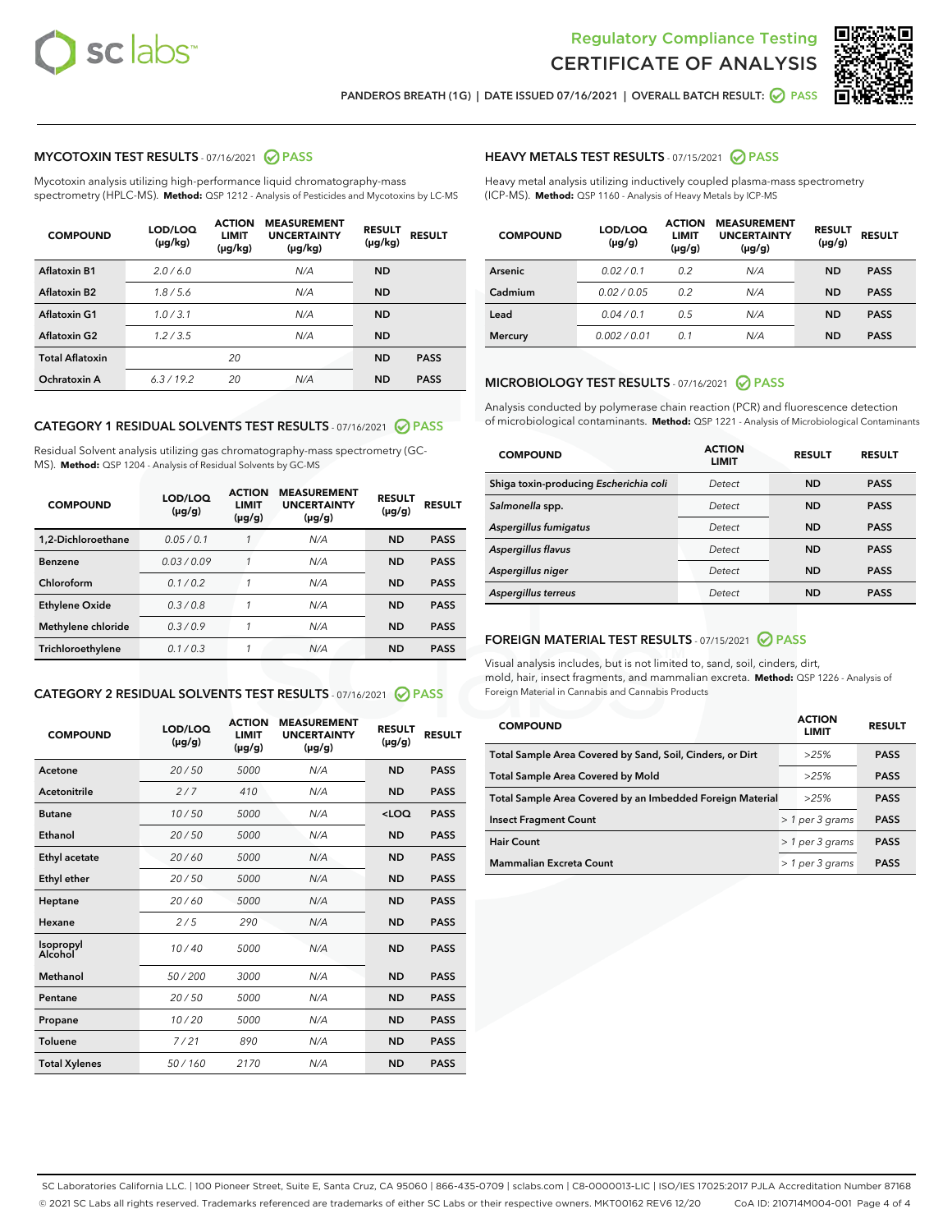Regulatory Compliance Testing

# CERTIFICATE OF ANALYSIS

PANDEROS BREATH (1G) | DATE ISSUED 07/16/2021 | OVERALL BATCH RESULT: PASS

## MYCOTOXIN TEST RESULTS - 07/16/2021 PASS

Mycotoxin analysis utilizing high-performance liquid chromatography-mass spectrometry (HPLC-MS). **Method:** QSP 1212 - Analysis of Pesticides and Mycotoxins by LC-MS

| COMPOUND | LOD/LOQ (µg/kg) | ACTION LIMIT (µg/kg) | MEASUREMENT UNCERTAINTY (µg/kg) | RESULT (µg/kg) | RESULT |
|---|---|---|---|---|---|
| Aflatoxin B1 | 2.0 / 6.0 | | N/A | ND | |
| Aflatoxin B2 | 1.8 / 5.6 | | N/A | ND | |
| Aflatoxin G1 | 1.0 / 3.1 | | N/A | ND | |
| Aflatoxin G2 | 1.2 / 3.5 | | N/A | ND | |
| Total Aflatoxin | | 20 | | ND | PASS |
| Ochratoxin A | 6.3 / 19.2 | 20 | N/A | ND | PASS |

## CATEGORY 1 RESIDUAL SOLVENTS TEST RESULTS - 07/16/2021 PASS

Residual Solvent analysis utilizing gas chromatography-mass spectrometry (GC-MS). **Method:** QSP 1204 - Analysis of Residual Solvents by GC-MS

| COMPOUND | LOD/LOQ (µg/g) | ACTION LIMIT (µg/g) | MEASUREMENT UNCERTAINTY (µg/g) | RESULT (µg/g) | RESULT |
|---|---|---|---|---|---|
| 1,2-Dichloroethane | 0.05 / 0.1 | 1 | N/A | ND | PASS |
| Benzene | 0.03 / 0.09 | 1 | N/A | ND | PASS |
| Chloroform | 0.1 / 0.2 | 1 | N/A | ND | PASS |
| Ethylene Oxide | 0.3 / 0.8 | 1 | N/A | ND | PASS |
| Methylene chloride | 0.3 / 0.9 | 1 | N/A | ND | PASS |
| Trichloroethylene | 0.1 / 0.3 | 1 | N/A | ND | PASS |

## CATEGORY 2 RESIDUAL SOLVENTS TEST RESULTS - 07/16/2021 PASS

| COMPOUND | LOD/LOQ (µg/g) | ACTION LIMIT (µg/g) | MEASUREMENT UNCERTAINTY (µg/g) | RESULT (µg/g) | RESULT |
|---|---|---|---|---|---|
| Acetone | 20 / 50 | 5000 | N/A | ND | PASS |
| Acetonitrile | 2 / 7 | 410 | N/A | ND | PASS |
| Butane | 10 / 50 | 5000 | N/A | <LOQ | PASS |
| Ethanol | 20 / 50 | 5000 | N/A | ND | PASS |
| Ethyl acetate | 20 / 60 | 5000 | N/A | ND | PASS |
| Ethyl ether | 20 / 50 | 5000 | N/A | ND | PASS |
| Heptane | 20 / 60 | 5000 | N/A | ND | PASS |
| Hexane | 2 / 5 | 290 | N/A | ND | PASS |
| Isopropyl Alcohol | 10 / 40 | 5000 | N/A | ND | PASS |
| Methanol | 50 / 200 | 3000 | N/A | ND | PASS |
| Pentane | 20 / 50 | 5000 | N/A | ND | PASS |
| Propane | 10 / 20 | 5000 | N/A | ND | PASS |
| Toluene | 7 / 21 | 890 | N/A | ND | PASS |
| Total Xylenes | 50 / 160 | 2170 | N/A | ND | PASS |

## HEAVY METALS TEST RESULTS - 07/15/2021 PASS

Heavy metal analysis utilizing inductively coupled plasma-mass spectrometry (ICP-MS). **Method:** QSP 1160 - Analysis of Heavy Metals by ICP-MS

| COMPOUND | LOD/LOQ (µg/g) | ACTION LIMIT (µg/g) | MEASUREMENT UNCERTAINTY (µg/g) | RESULT (µg/g) | RESULT |
|---|---|---|---|---|---|
| Arsenic | 0.02 / 0.1 | 0.2 | N/A | ND | PASS |
| Cadmium | 0.02 / 0.05 | 0.2 | N/A | ND | PASS |
| Lead | 0.04 / 0.1 | 0.5 | N/A | ND | PASS |
| Mercury | 0.002 / 0.01 | 0.1 | N/A | ND | PASS |

## MICROBIOLOGY TEST RESULTS - 07/16/2021 PASS

Analysis conducted by polymerase chain reaction (PCR) and fluorescence detection of microbiological contaminants. **Method:** QSP 1221 - Analysis of Microbiological Contaminants

| COMPOUND | ACTION LIMIT | RESULT | RESULT |
|---|---|---|---|
| Shiga toxin-producing *Escherichia coli* | Detect | ND | PASS |
| *Salmonella* spp. | Detect | ND | PASS |
| *Aspergillus fumigatus* | Detect | ND | PASS |
| *Aspergillus flavus* | Detect | ND | PASS |
| *Aspergillus niger* | Detect | ND | PASS |
| *Aspergillus terreus* | Detect | ND | PASS |

## FOREIGN MATERIAL TEST RESULTS - 07/15/2021 PASS

Visual analysis includes, but is not limited to, sand, soil, cinders, dirt, mold, hair, insect fragments, and mammalian excreta. **Method:** QSP 1226 - Analysis of Foreign Material in Cannabis and Cannabis Products

| COMPOUND | ACTION LIMIT | RESULT |
|---|---|---|
| Total Sample Area Covered by Sand, Soil, Cinders, or Dirt | >25% | PASS |
| Total Sample Area Covered by Mold | >25% | PASS |
| Total Sample Area Covered by an Imbedded Foreign Material | >25% | PASS |
| Insect Fragment Count | > 1 per 3 grams | PASS |
| Hair Count | > 1 per 3 grams | PASS |
| Mammalian Excreta Count | > 1 per 3 grams | PASS |

SC Laboratories California LLC. | 100 Pioneer Street, Suite E, Santa Cruz, CA 95060 | 866-435-0709 | sclabs.com | C8-0000013-LIC | ISO/IES 17025:2017 PJLA Accreditation Number 87168
© 2021 SC Labs all rights reserved. Trademarks referenced are trademarks of either SC Labs or their respective owners. MKT00162 REV6 12/20 CoA ID: 210714M004-001